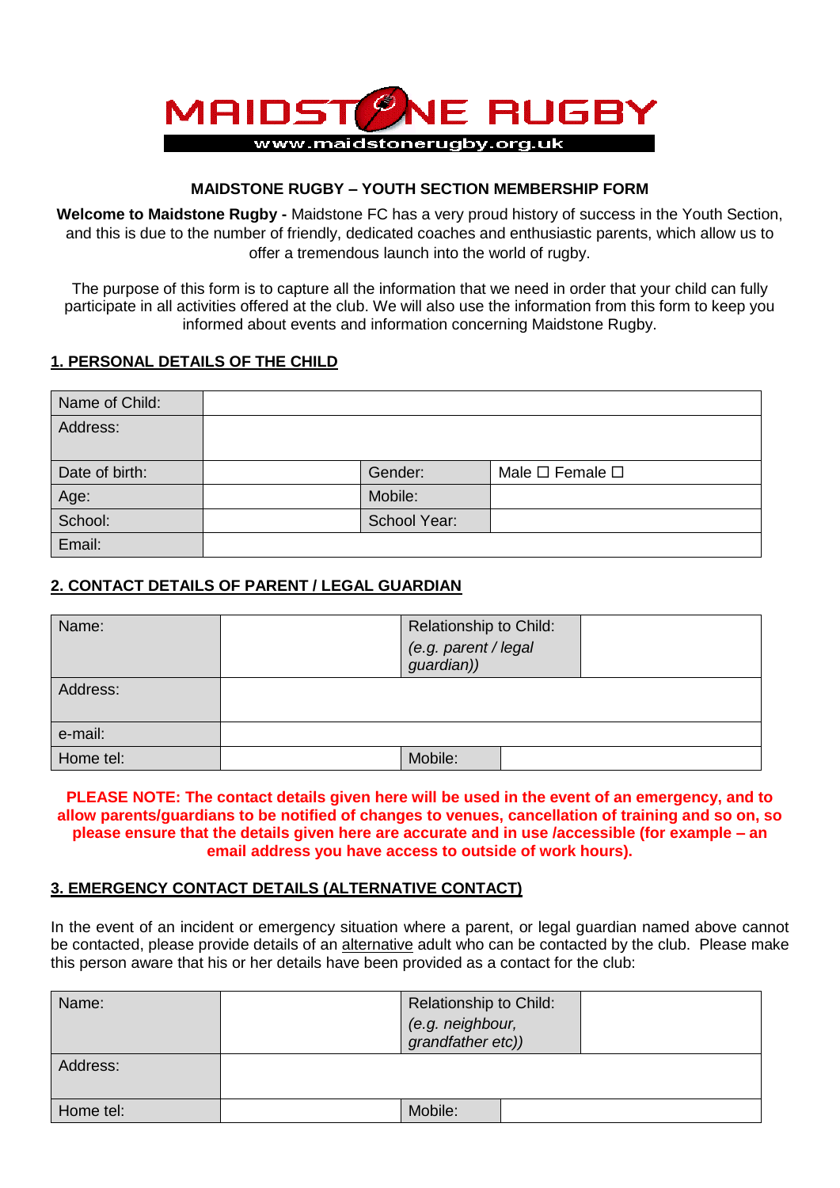MAIDSTONE RUGBY
www.maidstonerugby.org.uk

# MAIDSTONE RUGBY – YOUTH SECTION MEMBERSHIP FORM

**Welcome to Maidstone Rugby -** Maidstone FC has a very proud history of success in the Youth Section, and this is due to the number of friendly, dedicated coaches and enthusiastic parents, which allow us to offer a tremendous launch into the world of rugby.

The purpose of this form is to capture all the information that we need in order that your child can fully participate in all activities offered at the club. We will also use the information from this form to keep you informed about events and information concerning Maidstone Rugby.

## 1. PERSONAL DETAILS OF THE CHILD

| Name of Child: | | | |
|---|---|---|---|
| Address: | | | |
| Date of birth: | | Gender: | Male ☐ Female ☐ |
| Age: | | Mobile: | |
| School: | | School Year: | |
| Email: | | | |

## 2. CONTACT DETAILS OF PARENT / LEGAL GUARDIAN

| Name: | | Relationship to Child: *(e.g. parent / legal guardian))* | |
|---|---|---|---|
| Address: | | | |
| e-mail: | | | |
| Home tel: | | Mobile: | |

**PLEASE NOTE: The contact details given here will be used in the event of an emergency, and to allow parents/guardians to be notified of changes to venues, cancellation of training and so on, so please ensure that the details given here are accurate and in use /accessible (for example – an email address you have access to outside of work hours).**

## 3. EMERGENCY CONTACT DETAILS (ALTERNATIVE CONTACT)

In the event of an incident or emergency situation where a parent, or legal guardian named above cannot be contacted, please provide details of an alternative adult who can be contacted by the club. Please make this person aware that his or her details have been provided as a contact for the club:

| Name: | | Relationship to Child: *(e.g. neighbour, grandfather etc))* | |
|---|---|---|---|
| Address: | | | |
| Home tel: | | Mobile: | |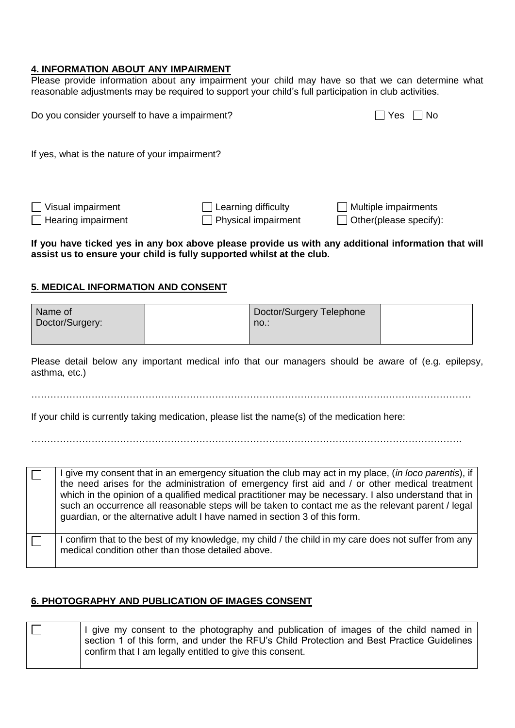## 4. INFORMATION ABOUT ANY IMPAIRMENT

Please provide information about any impairment your child may have so that we can determine what reasonable adjustments may be required to support your child's full participation in club activities.

Do you consider yourself to have a impairment? ☐ Yes ☐ No

If yes, what is the nature of your impairment?

☐ Visual impairment ☐ Learning difficulty ☐ Multiple impairments
☐ Hearing impairment ☐ Physical impairment ☐ Other(please specify):

**If you have ticked yes in any box above please provide us with any additional information that will assist us to ensure your child is fully supported whilst at the club.**

## 5. MEDICAL INFORMATION AND CONSENT

| Name of Doctor/Surgery: | | Doctor/Surgery Telephone no.: | |
|---|---|---|---|

Please detail below any important medical info that our managers should be aware of (e.g. epilepsy, asthma, etc.)

…………………………………………………………………………………………………………………………

If your child is currently taking medication, please list the name(s) of the medication here:

…………………………………………………………………………………………………………………………

| | |
|---|---|
| ☐ | I give my consent that in an emergency situation the club may act in my place, (*in loco parentis*), if the need arises for the administration of emergency first aid and / or other medical treatment which in the opinion of a qualified medical practitioner may be necessary. I also understand that in such an occurrence all reasonable steps will be taken to contact me as the relevant parent / legal guardian, or the alternative adult I have named in section 3 of this form. |
| ☐ | I confirm that to the best of my knowledge, my child / the child in my care does not suffer from any medical condition other than those detailed above. |

## 6. PHOTOGRAPHY AND PUBLICATION OF IMAGES CONSENT

| | |
|---|---|
| ☐ | I give my consent to the photography and publication of images of the child named in section 1 of this form, and under the RFU's Child Protection and Best Practice Guidelines confirm that I am legally entitled to give this consent. |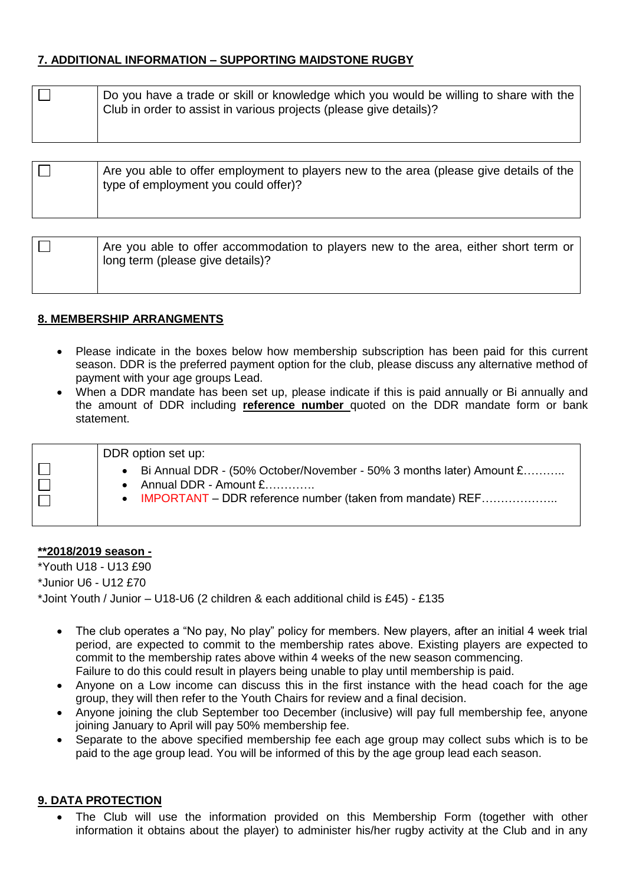## 7. ADDITIONAL INFORMATION – SUPPORTING MAIDSTONE RUGBY

| | |
|---|---|
| ☐ | Do you have a trade or skill or knowledge which you would be willing to share with the Club in order to assist in various projects (please give details)? |

| | |
|---|---|
| ☐ | Are you able to offer employment to players new to the area (please give details of the type of employment you could offer)? |

| | |
|---|---|
| ☐ | Are you able to offer accommodation to players new to the area, either short term or long term (please give details)? |

## 8. MEMBERSHIP ARRANGMENTS

- Please indicate in the boxes below how membership subscription has been paid for this current season. DDR is the preferred payment option for the club, please discuss any alternative method of payment with your age groups Lead.
- When a DDR mandate has been set up, please indicate if this is paid annually or Bi annually and the amount of DDR including **reference number** quoted on the DDR mandate form or bank statement.

| | |
|---|---|
| ☐<br>☐<br>☐ | DDR option set up:<br>• Bi Annual DDR - (50% October/November - 50% 3 months later) Amount £………..<br>• Annual DDR - Amount £………….<br>• IMPORTANT – DDR reference number (taken from mandate) REF……………….. |

**\*\*2018/2019 season -**

\*Youth U18 - U13 £90

\*Junior U6 - U12 £70

\*Joint Youth / Junior – U18-U6 (2 children & each additional child is £45) - £135

- The club operates a "No pay, No play" policy for members. New players, after an initial 4 week trial period, are expected to commit to the membership rates above. Existing players are expected to commit to the membership rates above within 4 weeks of the new season commencing.
  Failure to do this could result in players being unable to play until membership is paid.
- Anyone on a Low income can discuss this in the first instance with the head coach for the age group, they will then refer to the Youth Chairs for review and a final decision.
- Anyone joining the club September too December (inclusive) will pay full membership fee, anyone joining January to April will pay 50% membership fee.
- Separate to the above specified membership fee each age group may collect subs which is to be paid to the age group lead. You will be informed of this by the age group lead each season.

## 9. DATA PROTECTION

- The Club will use the information provided on this Membership Form (together with other information it obtains about the player) to administer his/her rugby activity at the Club and in any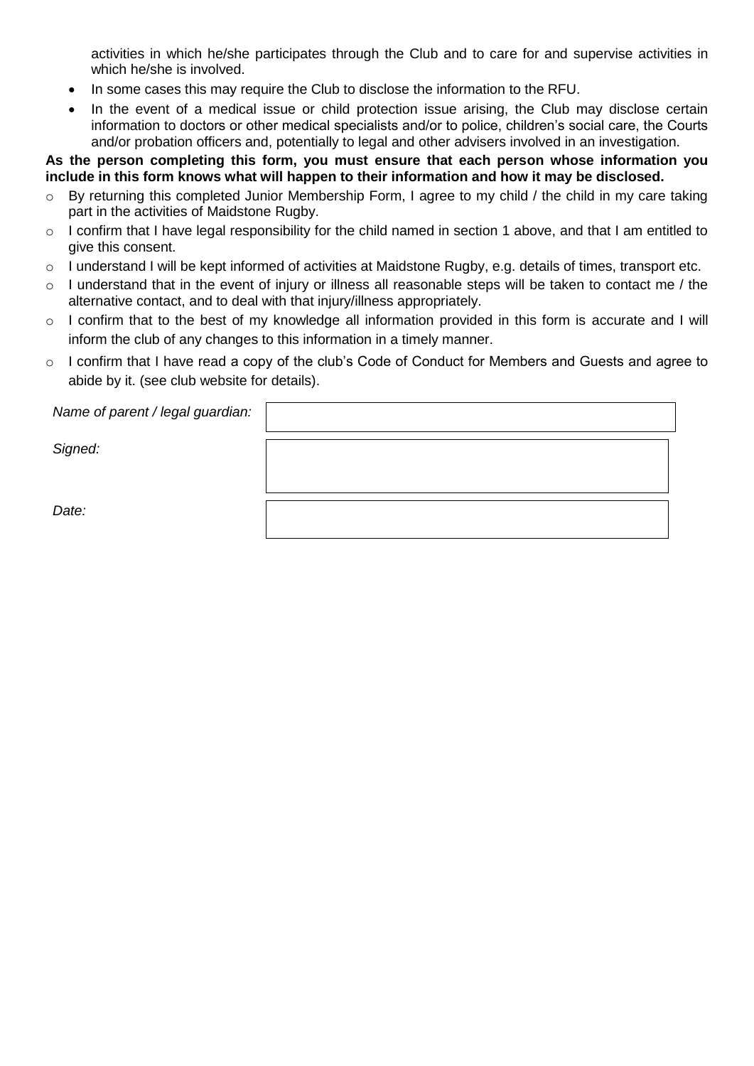activities in which he/she participates through the Club and to care for and supervise activities in which he/she is involved.

- In some cases this may require the Club to disclose the information to the RFU.
- In the event of a medical issue or child protection issue arising, the Club may disclose certain information to doctors or other medical specialists and/or to police, children's social care, the Courts and/or probation officers and, potentially to legal and other advisers involved in an investigation.

**As the person completing this form, you must ensure that each person whose information you include in this form knows what will happen to their information and how it may be disclosed.**

- By returning this completed Junior Membership Form, I agree to my child / the child in my care taking part in the activities of Maidstone Rugby.
- I confirm that I have legal responsibility for the child named in section 1 above, and that I am entitled to give this consent.
- I understand I will be kept informed of activities at Maidstone Rugby, e.g. details of times, transport etc.
- I understand that in the event of injury or illness all reasonable steps will be taken to contact me / the alternative contact, and to deal with that injury/illness appropriately.
- I confirm that to the best of my knowledge all information provided in this form is accurate and I will inform the club of any changes to this information in a timely manner.
- I confirm that I have read a copy of the club's Code of Conduct for Members and Guests and agree to abide by it. (see club website for details).

| | |
|---|---|
| *Name of parent / legal guardian:* | |
| *Signed:* | |
| *Date:* | |